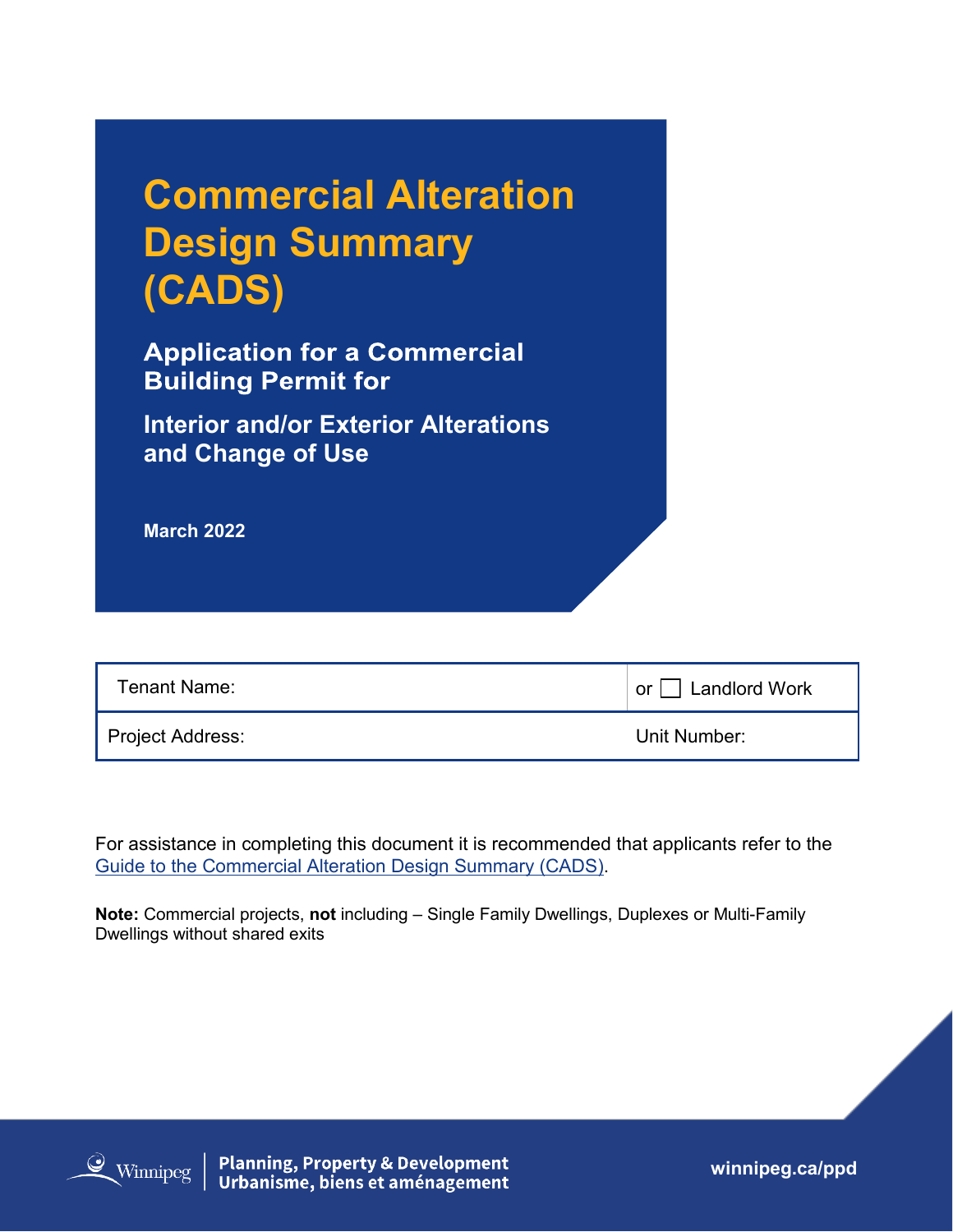# Commercial Alteration Design Summary (CADS)

## Application for a Commercial Building Permit for

### Interior and/or Exterior Alterations and Change of Use

**March 2022**

| Tenant Name: | or ☐ Landlord Work |
|---|---|
| Project Address: | Unit Number: |

For assistance in completing this document it is recommended that applicants refer to the Guide to the Commercial Alteration Design Summary (CADS).

**Note:** Commercial projects, **not** including – Single Family Dwellings, Duplexes or Multi-Family Dwellings without shared exits

Winnipeg | Planning, Property & Development
Urbanisme, biens et aménagement

winnipeg.ca/ppd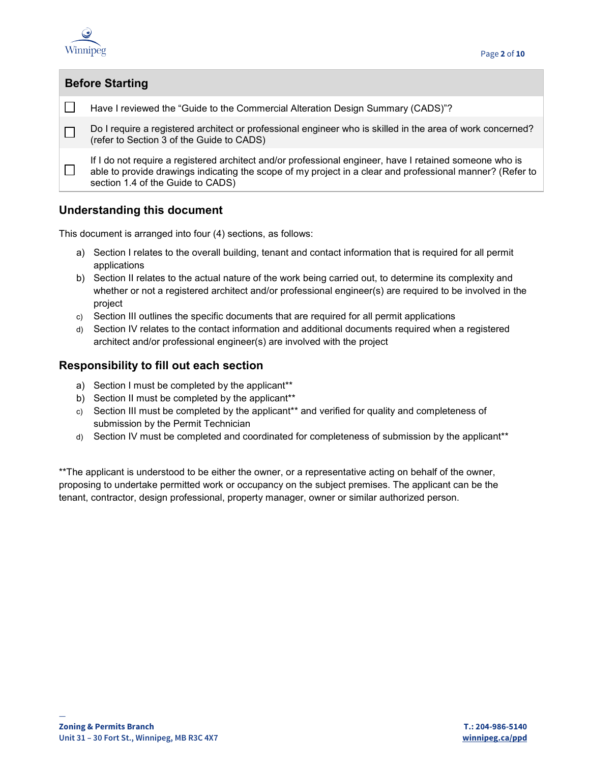## Before Starting

- ☐ Have I reviewed the "Guide to the Commercial Alteration Design Summary (CADS)"?
- ☐ Do I require a registered architect or professional engineer who is skilled in the area of work concerned? (refer to Section 3 of the Guide to CADS)
- ☐ If I do not require a registered architect and/or professional engineer, have I retained someone who is able to provide drawings indicating the scope of my project in a clear and professional manner? (Refer to section 1.4 of the Guide to CADS)

## Understanding this document

This document is arranged into four (4) sections, as follows:

a) Section I relates to the overall building, tenant and contact information that is required for all permit applications
b) Section II relates to the actual nature of the work being carried out, to determine its complexity and whether or not a registered architect and/or professional engineer(s) are required to be involved in the project
c) Section III outlines the specific documents that are required for all permit applications
d) Section IV relates to the contact information and additional documents required when a registered architect and/or professional engineer(s) are involved with the project

## Responsibility to fill out each section

a) Section I must be completed by the applicant**
b) Section II must be completed by the applicant**
c) Section III must be completed by the applicant** and verified for quality and completeness of submission by the Permit Technician
d) Section IV must be completed and coordinated for completeness of submission by the applicant**

**The applicant is understood to be either the owner, or a representative acting on behalf of the owner, proposing to undertake permitted work or occupancy on the subject premises. The applicant can be the tenant, contractor, design professional, property manager, owner or similar authorized person.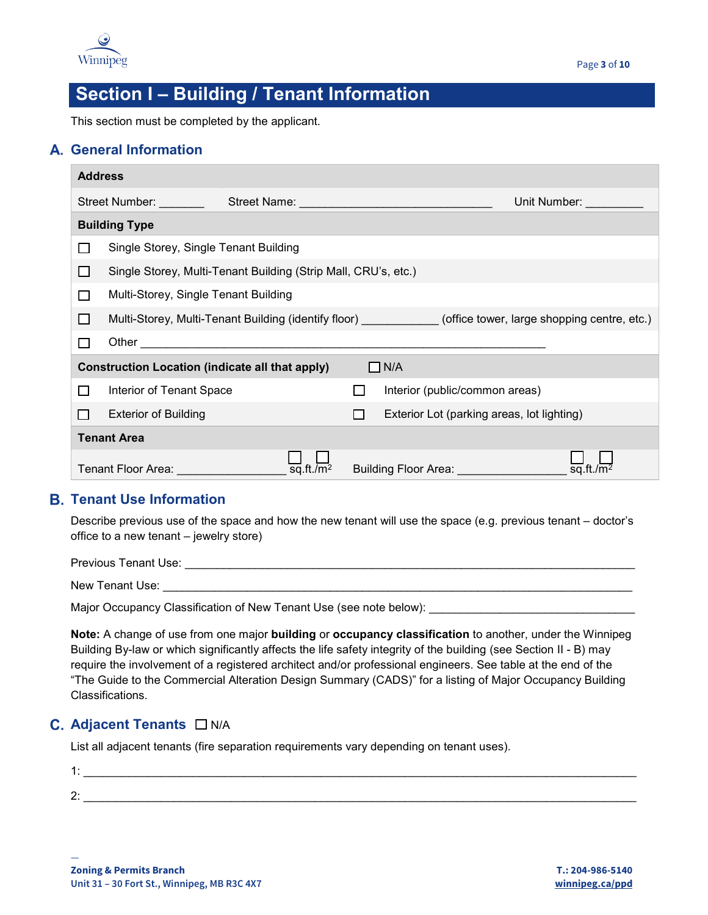# Section I – Building / Tenant Information

This section must be completed by the applicant.

## A. General Information

| **Address** | | | |
|---|---|---|---|
| Street Number: _______ | Street Name: ______________________________ | Unit Number: _________ | |
| **Building Type** | | | |
| ☐ | Single Storey, Single Tenant Building | | |
| ☐ | Single Storey, Multi-Tenant Building (Strip Mall, CRU's, etc.) | | |
| ☐ | Multi-Storey, Single Tenant Building | | |
| ☐ | Multi-Storey, Multi-Tenant Building (identify floor) ___________ (office tower, large shopping centre, etc.) | | |
| ☐ | Other ______________________________________________________________ | | |
| **Construction Location (indicate all that apply)** | | ☐ N/A | |
| ☐ | Interior of Tenant Space | ☐ | Interior (public/common areas) |
| ☐ | Exterior of Building | ☐ | Exterior Lot (parking areas, lot lighting) |
| **Tenant Area** | | | |
| Tenant Floor Area: ________________ ☐ sq.ft./☐ m² | | Building Floor Area: ________________ ☐ sq.ft./☐ m² | |

## B. Tenant Use Information

Describe previous use of the space and how the new tenant will use the space (e.g. previous tenant – doctor's office to a new tenant – jewelry store)

Previous Tenant Use: ___________________________________________________________________

New Tenant Use: ______________________________________________________________________

Major Occupancy Classification of New Tenant Use (see note below): ______________________________

**Note:** A change of use from one major **building** or **occupancy classification** to another, under the Winnipeg Building By-law or which significantly affects the life safety integrity of the building (see Section II - B) may require the involvement of a registered architect and/or professional engineers. See table at the end of the "The Guide to the Commercial Alteration Design Summary (CADS)" for a listing of Major Occupancy Building Classifications.

## C. Adjacent Tenants ☐ N/A

List all adjacent tenants (fire separation requirements vary depending on tenant uses).

1: ____________________________________________________________________________________

2: ____________________________________________________________________________________

Zoning & Permits Branch
Unit 31 – 30 Fort St., Winnipeg, MB R3C 4X7

T.: 204-986-5140
winnipeg.ca/ppd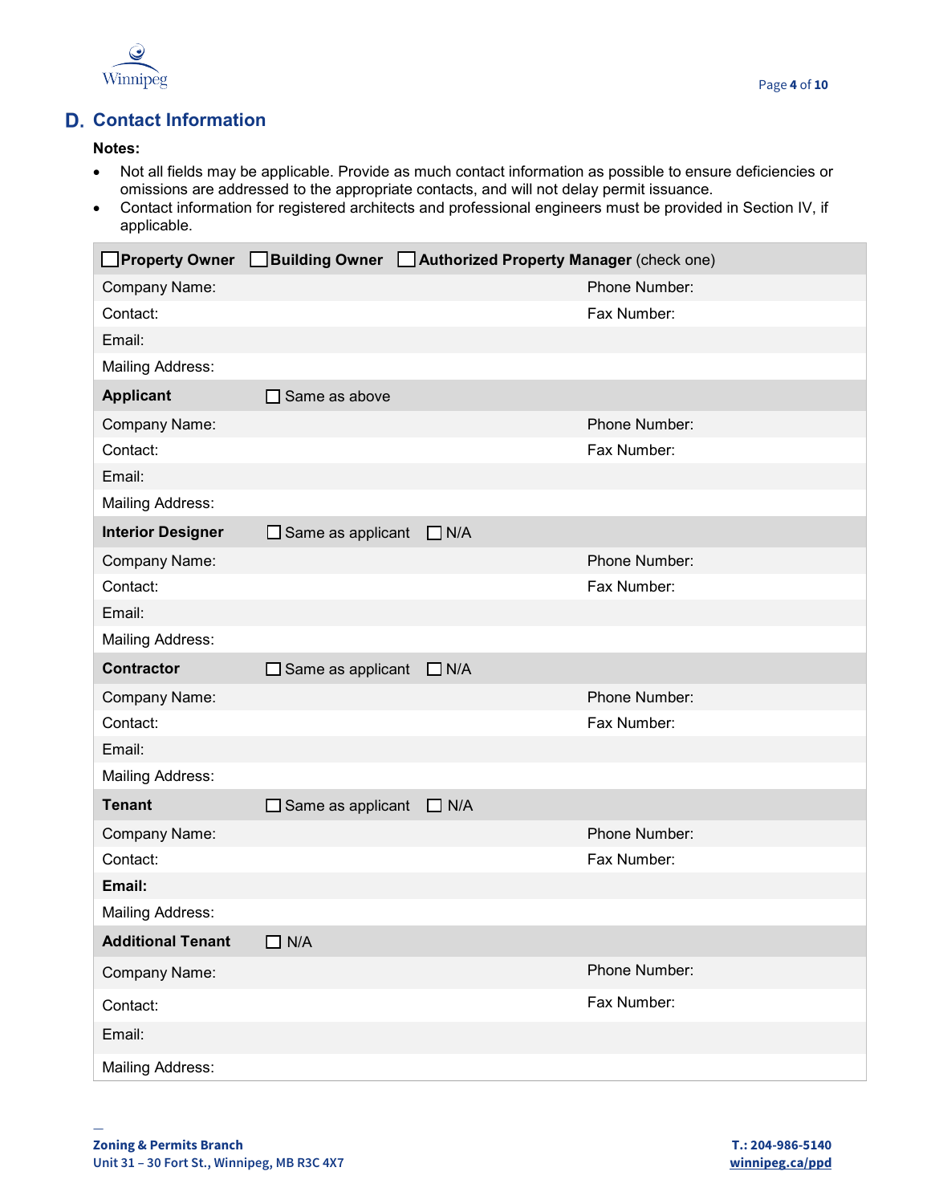## D. Contact Information

**Notes:**

- Not all fields may be applicable. Provide as much contact information as possible to ensure deficiencies or omissions are addressed to the appropriate contacts, and will not delay permit issuance.
- Contact information for registered architects and professional engineers must be provided in Section IV, if applicable.

| ☐ **Property Owner** ☐ **Building Owner** ☐ **Authorized Property Manager** (check one) | |
|---|---|
| Company Name: | Phone Number: |
| Contact: | Fax Number: |
| Email: | |
| Mailing Address: | |
| **Applicant** ☐ Same as above | |
| Company Name: | Phone Number: |
| Contact: | Fax Number: |
| Email: | |
| Mailing Address: | |
| **Interior Designer** ☐ Same as applicant ☐ N/A | |
| Company Name: | Phone Number: |
| Contact: | Fax Number: |
| Email: | |
| Mailing Address: | |
| **Contractor** ☐ Same as applicant ☐ N/A | |
| Company Name: | Phone Number: |
| Contact: | Fax Number: |
| Email: | |
| Mailing Address: | |
| **Tenant** ☐ Same as applicant ☐ N/A | |
| Company Name: | Phone Number: |
| Contact: | Fax Number: |
| **Email:** | |
| Mailing Address: | |
| **Additional Tenant** ☐ N/A | |
| Company Name: | Phone Number: |
| Contact: | Fax Number: |
| Email: | |
| Mailing Address: | |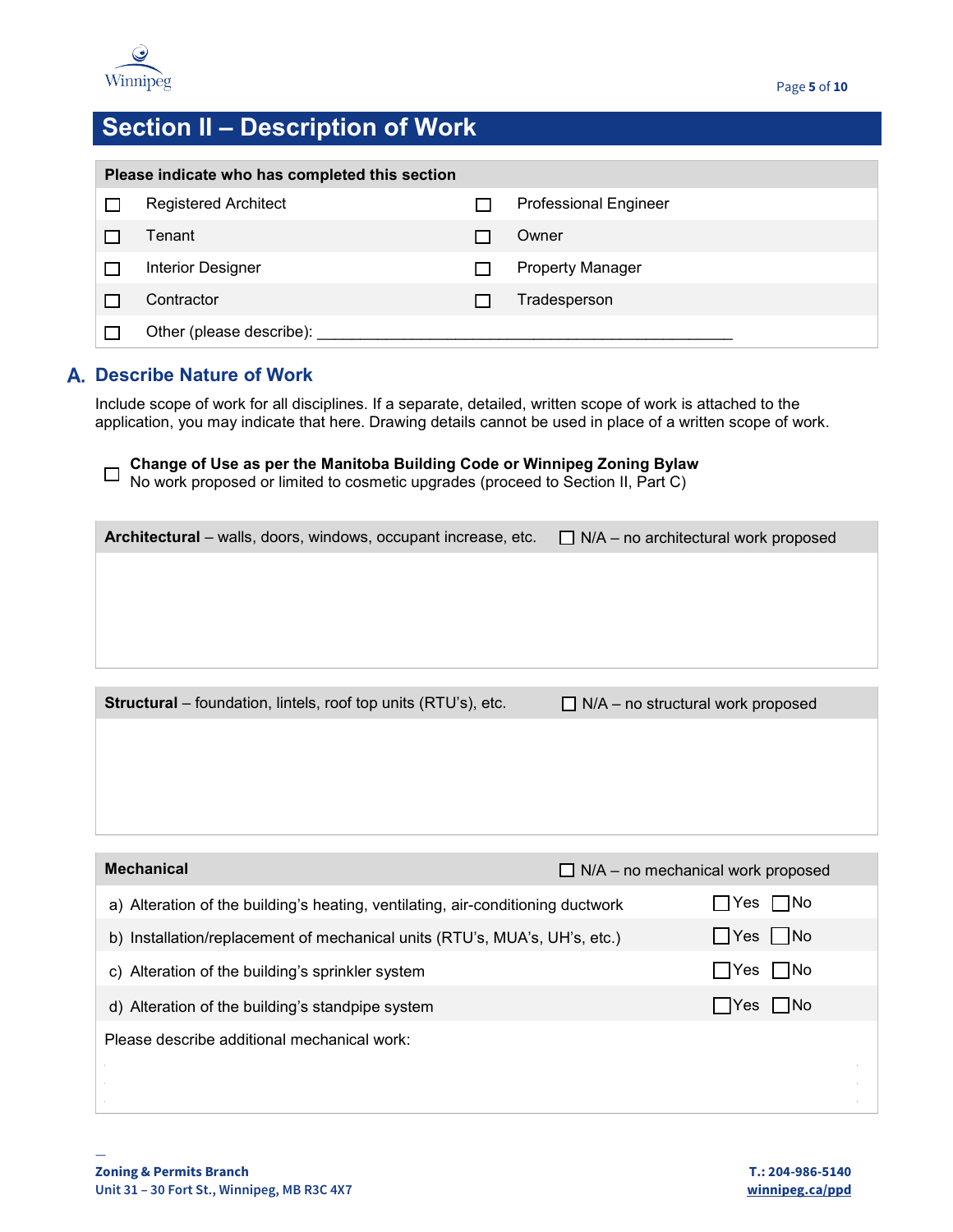## Section II – Description of Work

| Please indicate who has completed this section | |
|---|---|
| ☐ Registered Architect | ☐ Professional Engineer |
| ☐ Tenant | ☐ Owner |
| ☐ Interior Designer | ☐ Property Manager |
| ☐ Contractor | ☐ Tradesperson |
| ☐ Other (please describe): ______________________________________________ | |

### A. Describe Nature of Work

Include scope of work for all disciplines. If a separate, detailed, written scope of work is attached to the application, you may indicate that here. Drawing details cannot be used in place of a written scope of work.

☐ **Change of Use as per the Manitoba Building Code or Winnipeg Zoning Bylaw**
No work proposed or limited to cosmetic upgrades (proceed to Section II, Part C)

| **Architectural** – walls, doors, windows, occupant increase, etc. | ☐ N/A – no architectural work proposed |
|---|---|
| | |

| **Structural** – foundation, lintels, roof top units (RTU's), etc. | ☐ N/A – no structural work proposed |
|---|---|
| | |

| **Mechanical** | ☐ N/A – no mechanical work proposed |
|---|---|
| a) Alteration of the building's heating, ventilating, air-conditioning ductwork | ☐Yes ☐No |
| b) Installation/replacement of mechanical units (RTU's, MUA's, UH's, etc.) | ☐Yes ☐No |
| c) Alteration of the building's sprinkler system | ☐Yes ☐No |
| d) Alteration of the building's standpipe system | ☐Yes ☐No |
| Please describe additional mechanical work: | |

**Zoning & Permits Branch**
Unit 31 – 30 Fort St., Winnipeg, MB R3C 4X7

**T.: 204-986-5140**
winnipeg.ca/ppd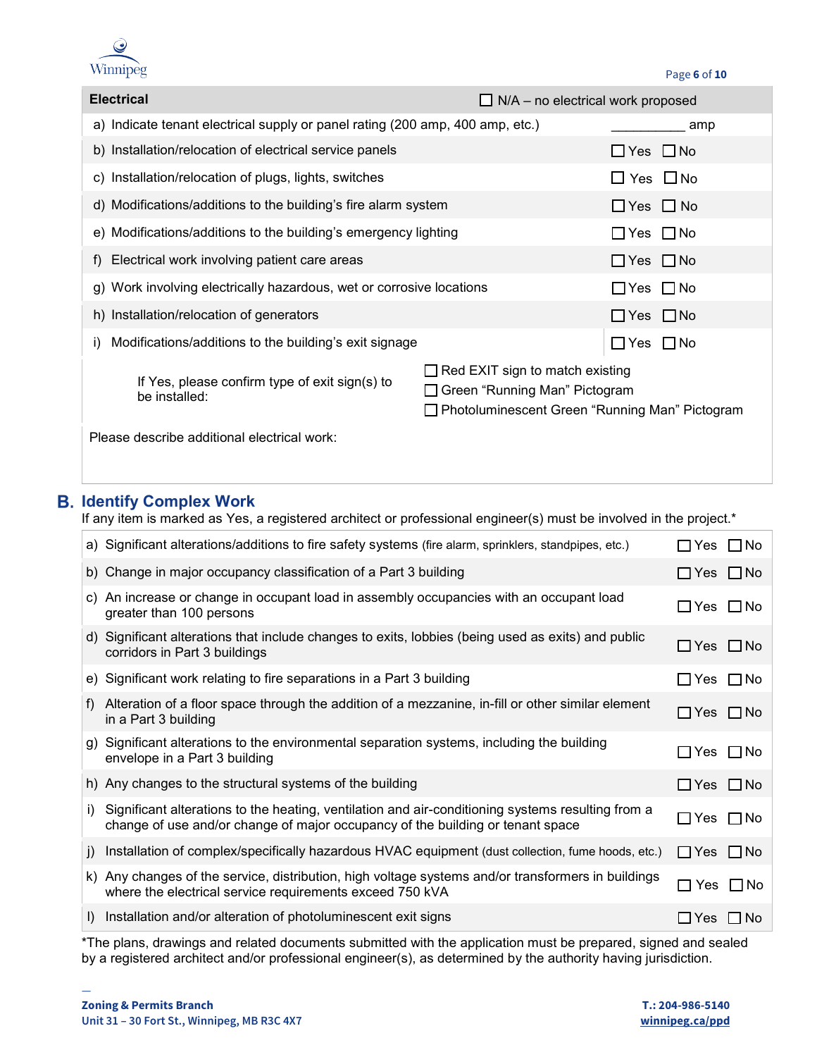| Electrical | ☐ N/A – no electrical work proposed |
|---|---|
| a) Indicate tenant electrical supply or panel rating (200 amp, 400 amp, etc.) | __________ amp |
| b) Installation/relocation of electrical service panels | ☐ Yes ☐ No |
| c) Installation/relocation of plugs, lights, switches | ☐ Yes ☐ No |
| d) Modifications/additions to the building's fire alarm system | ☐ Yes ☐ No |
| e) Modifications/additions to the building's emergency lighting | ☐ Yes ☐ No |
| f) Electrical work involving patient care areas | ☐ Yes ☐ No |
| g) Work involving electrically hazardous, wet or corrosive locations | ☐ Yes ☐ No |
| h) Installation/relocation of generators | ☐ Yes ☐ No |
| i) Modifications/additions to the building's exit signage | ☐ Yes ☐ No |
| If Yes, please confirm type of exit sign(s) to be installed: | ☐ Red EXIT sign to match existing<br>☐ Green "Running Man" Pictogram<br>☐ Photoluminescent Green "Running Man" Pictogram |
| Please describe additional electrical work: | |

## B. Identify Complex Work

If any item is marked as Yes, a registered architect or professional engineer(s) must be involved in the project.*

| Item | Response |
|---|---|
| a) Significant alterations/additions to fire safety systems (fire alarm, sprinklers, standpipes, etc.) | ☐ Yes ☐ No |
| b) Change in major occupancy classification of a Part 3 building | ☐ Yes ☐ No |
| c) An increase or change in occupant load in assembly occupancies with an occupant load greater than 100 persons | ☐ Yes ☐ No |
| d) Significant alterations that include changes to exits, lobbies (being used as exits) and public corridors in Part 3 buildings | ☐ Yes ☐ No |
| e) Significant work relating to fire separations in a Part 3 building | ☐ Yes ☐ No |
| f) Alteration of a floor space through the addition of a mezzanine, in-fill or other similar element in a Part 3 building | ☐ Yes ☐ No |
| g) Significant alterations to the environmental separation systems, including the building envelope in a Part 3 building | ☐ Yes ☐ No |
| h) Any changes to the structural systems of the building | ☐ Yes ☐ No |
| i) Significant alterations to the heating, ventilation and air-conditioning systems resulting from a change of use and/or change of major occupancy of the building or tenant space | ☐ Yes ☐ No |
| j) Installation of complex/specifically hazardous HVAC equipment (dust collection, fume hoods, etc.) | ☐ Yes ☐ No |
| k) Any changes of the service, distribution, high voltage systems and/or transformers in buildings where the electrical service requirements exceed 750 kVA | ☐ Yes ☐ No |
| l) Installation and/or alteration of photoluminescent exit signs | ☐ Yes ☐ No |

*The plans, drawings and related documents submitted with the application must be prepared, signed and sealed by a registered architect and/or professional engineer(s), as determined by the authority having jurisdiction.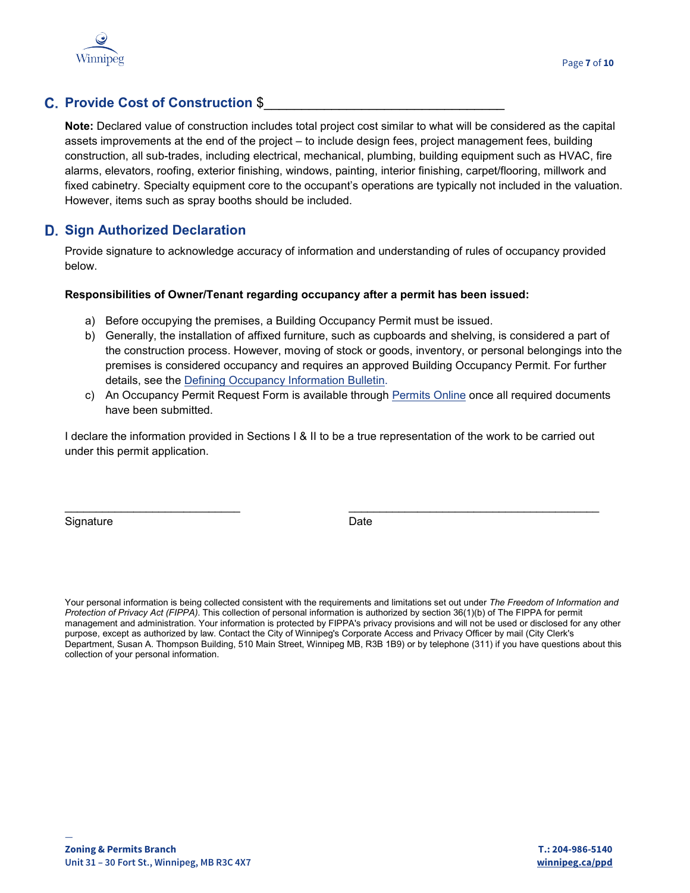## C. Provide Cost of Construction $___________________________________

**Note:** Declared value of construction includes total project cost similar to what will be considered as the capital assets improvements at the end of the project – to include design fees, project management fees, building construction, all sub-trades, including electrical, mechanical, plumbing, building equipment such as HVAC, fire alarms, elevators, roofing, exterior finishing, windows, painting, interior finishing, carpet/flooring, millwork and fixed cabinetry. Specialty equipment core to the occupant's operations are typically not included in the valuation. However, items such as spray booths should be included.

## D. Sign Authorized Declaration

Provide signature to acknowledge accuracy of information and understanding of rules of occupancy provided below.

**Responsibilities of Owner/Tenant regarding occupancy after a permit has been issued:**

a) Before occupying the premises, a Building Occupancy Permit must be issued.
b) Generally, the installation of affixed furniture, such as cupboards and shelving, is considered a part of the construction process. However, moving of stock or goods, inventory, or personal belongings into the premises is considered occupancy and requires an approved Building Occupancy Permit. For further details, see the Defining Occupancy Information Bulletin.
c) An Occupancy Permit Request Form is available through Permits Online once all required documents have been submitted.

I declare the information provided in Sections I & II to be a true representation of the work to be carried out under this permit application.

___________________________ ________________________________________

Signature Date

Your personal information is being collected consistent with the requirements and limitations set out under *The Freedom of Information and Protection of Privacy Act (FIPPA).* This collection of personal information is authorized by section 36(1)(b) of The FIPPA for permit management and administration. Your information is protected by FIPPA's privacy provisions and will not be used or disclosed for any other purpose, except as authorized by law. Contact the City of Winnipeg's Corporate Access and Privacy Officer by mail (City Clerk's Department, Susan A. Thompson Building, 510 Main Street, Winnipeg MB, R3B 1B9) or by telephone (311) if you have questions about this collection of your personal information.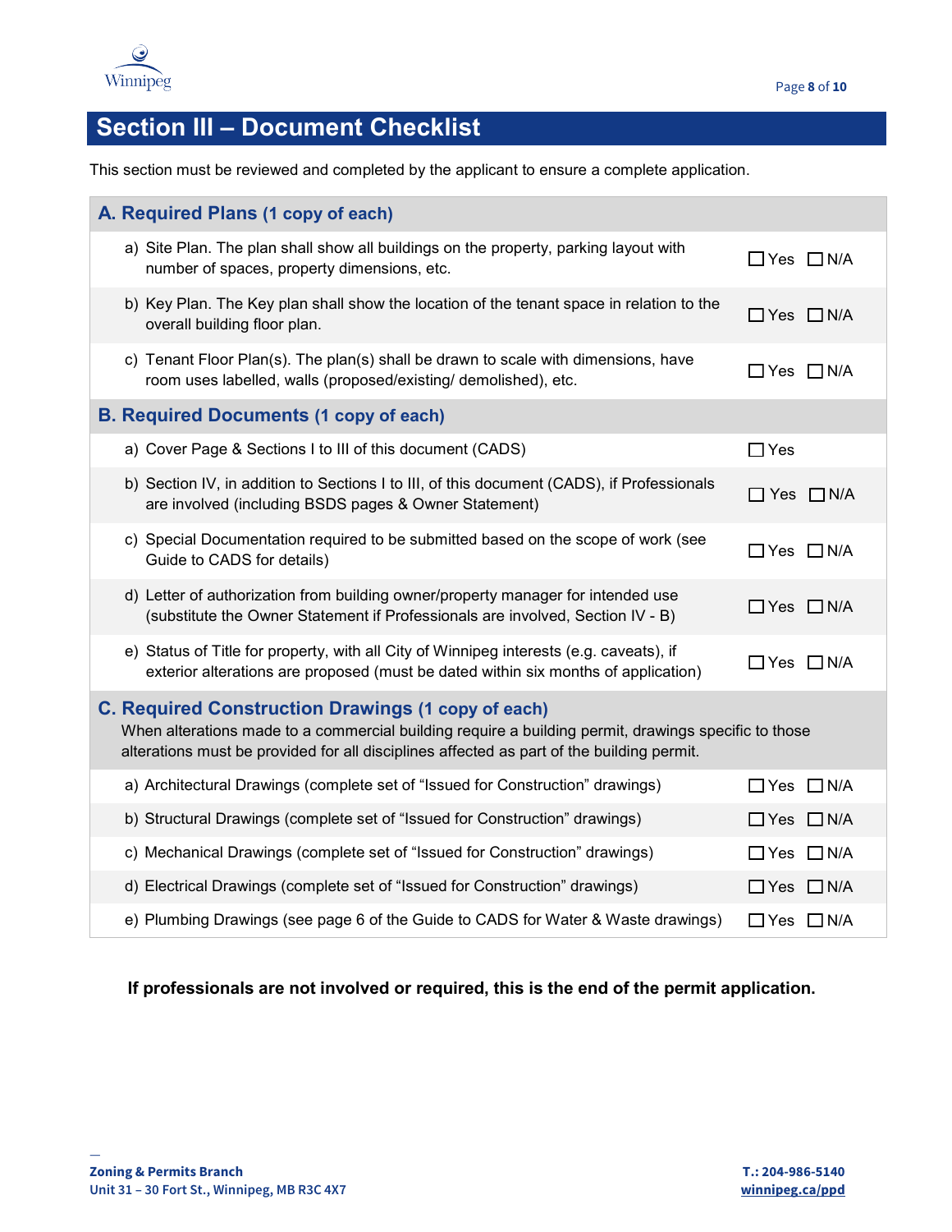# Section III – Document Checklist

This section must be reviewed and completed by the applicant to ensure a complete application.

| **A. Required Plans (1 copy of each)** | |
|---|---|
| a) Site Plan. The plan shall show all buildings on the property, parking layout with number of spaces, property dimensions, etc. | ☐ Yes ☐ N/A |
| b) Key Plan. The Key plan shall show the location of the tenant space in relation to the overall building floor plan. | ☐ Yes ☐ N/A |
| c) Tenant Floor Plan(s). The plan(s) shall be drawn to scale with dimensions, have room uses labelled, walls (proposed/existing/ demolished), etc. | ☐ Yes ☐ N/A |
| **B. Required Documents (1 copy of each)** | |
| a) Cover Page & Sections I to III of this document (CADS) | ☐ Yes |
| b) Section IV, in addition to Sections I to III, of this document (CADS), if Professionals are involved (including BSDS pages & Owner Statement) | ☐ Yes ☐ N/A |
| c) Special Documentation required to be submitted based on the scope of work (see Guide to CADS for details) | ☐ Yes ☐ N/A |
| d) Letter of authorization from building owner/property manager for intended use (substitute the Owner Statement if Professionals are involved, Section IV - B) | ☐ Yes ☐ N/A |
| e) Status of Title for property, with all City of Winnipeg interests (e.g. caveats), if exterior alterations are proposed (must be dated within six months of application) | ☐ Yes ☐ N/A |
| **C. Required Construction Drawings (1 copy of each)** When alterations made to a commercial building require a building permit, drawings specific to those alterations must be provided for all disciplines affected as part of the building permit. | |
| a) Architectural Drawings (complete set of "Issued for Construction" drawings) | ☐ Yes ☐ N/A |
| b) Structural Drawings (complete set of "Issued for Construction" drawings) | ☐ Yes ☐ N/A |
| c) Mechanical Drawings (complete set of "Issued for Construction" drawings) | ☐ Yes ☐ N/A |
| d) Electrical Drawings (complete set of "Issued for Construction" drawings) | ☐ Yes ☐ N/A |
| e) Plumbing Drawings (see page 6 of the Guide to CADS for Water & Waste drawings) | ☐ Yes ☐ N/A |

**If professionals are not involved or required, this is the end of the permit application.**

**Zoning & Permits Branch**
**Unit 31 – 30 Fort St., Winnipeg, MB R3C 4X7**

**T.: 204-986-5140**
**winnipeg.ca/ppd**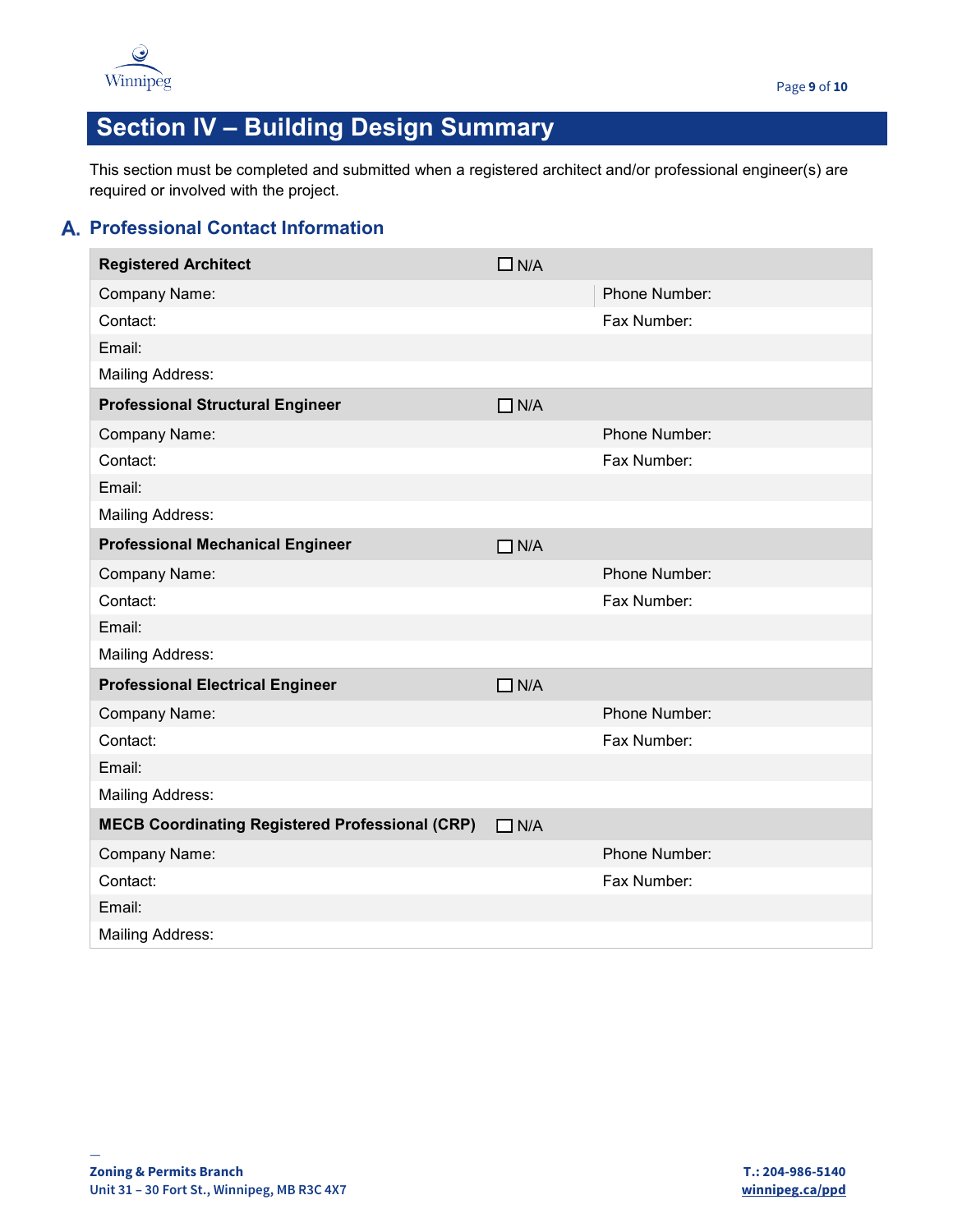# Section IV – Building Design Summary

This section must be completed and submitted when a registered architect and/or professional engineer(s) are required or involved with the project.

## A. Professional Contact Information

| **Registered Architect** | ☐ N/A |
|---|---|
| Company Name: | Phone Number: |
| Contact: | Fax Number: |
| Email: | |
| Mailing Address: | |
| **Professional Structural Engineer** | ☐ N/A |
| Company Name: | Phone Number: |
| Contact: | Fax Number: |
| Email: | |
| Mailing Address: | |
| **Professional Mechanical Engineer** | ☐ N/A |
| Company Name: | Phone Number: |
| Contact: | Fax Number: |
| Email: | |
| Mailing Address: | |
| **Professional Electrical Engineer** | ☐ N/A |
| Company Name: | Phone Number: |
| Contact: | Fax Number: |
| Email: | |
| Mailing Address: | |
| **MECB Coordinating Registered Professional (CRP)** | ☐ N/A |
| Company Name: | Phone Number: |
| Contact: | Fax Number: |
| Email: | |
| Mailing Address: | |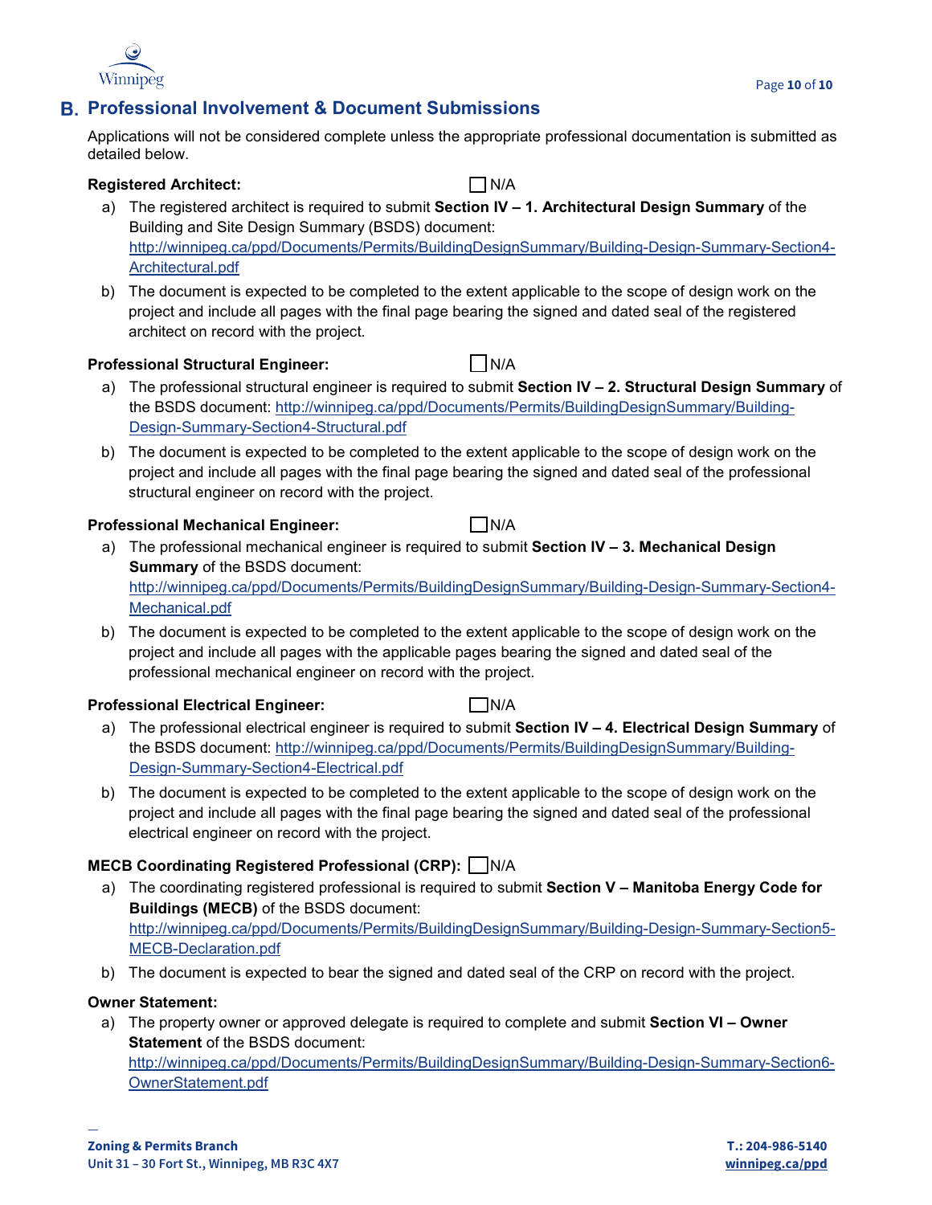## B. Professional Involvement & Document Submissions

Applications will not be considered complete unless the appropriate professional documentation is submitted as detailed below.

**Registered Architect:** ☐ N/A

a) The registered architect is required to submit **Section IV – 1. Architectural Design Summary** of the Building and Site Design Summary (BSDS) document: http://winnipeg.ca/ppd/Documents/Permits/BuildingDesignSummary/Building-Design-Summary-Section4-Architectural.pdf

b) The document is expected to be completed to the extent applicable to the scope of design work on the project and include all pages with the final page bearing the signed and dated seal of the registered architect on record with the project.

**Professional Structural Engineer:** ☐ N/A

a) The professional structural engineer is required to submit **Section IV – 2. Structural Design Summary** of the BSDS document: http://winnipeg.ca/ppd/Documents/Permits/BuildingDesignSummary/Building-Design-Summary-Section4-Structural.pdf

b) The document is expected to be completed to the extent applicable to the scope of design work on the project and include all pages with the final page bearing the signed and dated seal of the professional structural engineer on record with the project.

**Professional Mechanical Engineer:** ☐ N/A

a) The professional mechanical engineer is required to submit **Section IV – 3. Mechanical Design Summary** of the BSDS document: http://winnipeg.ca/ppd/Documents/Permits/BuildingDesignSummary/Building-Design-Summary-Section4-Mechanical.pdf

b) The document is expected to be completed to the extent applicable to the scope of design work on the project and include all pages with the applicable pages bearing the signed and dated seal of the professional mechanical engineer on record with the project.

**Professional Electrical Engineer:** ☐ N/A

a) The professional electrical engineer is required to submit **Section IV – 4. Electrical Design Summary** of the BSDS document: http://winnipeg.ca/ppd/Documents/Permits/BuildingDesignSummary/Building-Design-Summary-Section4-Electrical.pdf

b) The document is expected to be completed to the extent applicable to the scope of design work on the project and include all pages with the final page bearing the signed and dated seal of the professional electrical engineer on record with the project.

**MECB Coordinating Registered Professional (CRP):** ☐ N/A

a) The coordinating registered professional is required to submit **Section V – Manitoba Energy Code for Buildings (MECB)** of the BSDS document: http://winnipeg.ca/ppd/Documents/Permits/BuildingDesignSummary/Building-Design-Summary-Section5-MECB-Declaration.pdf

b) The document is expected to bear the signed and dated seal of the CRP on record with the project.

**Owner Statement:**

a) The property owner or approved delegate is required to complete and submit **Section VI – Owner Statement** of the BSDS document: http://winnipeg.ca/ppd/Documents/Permits/BuildingDesignSummary/Building-Design-Summary-Section6-OwnerStatement.pdf